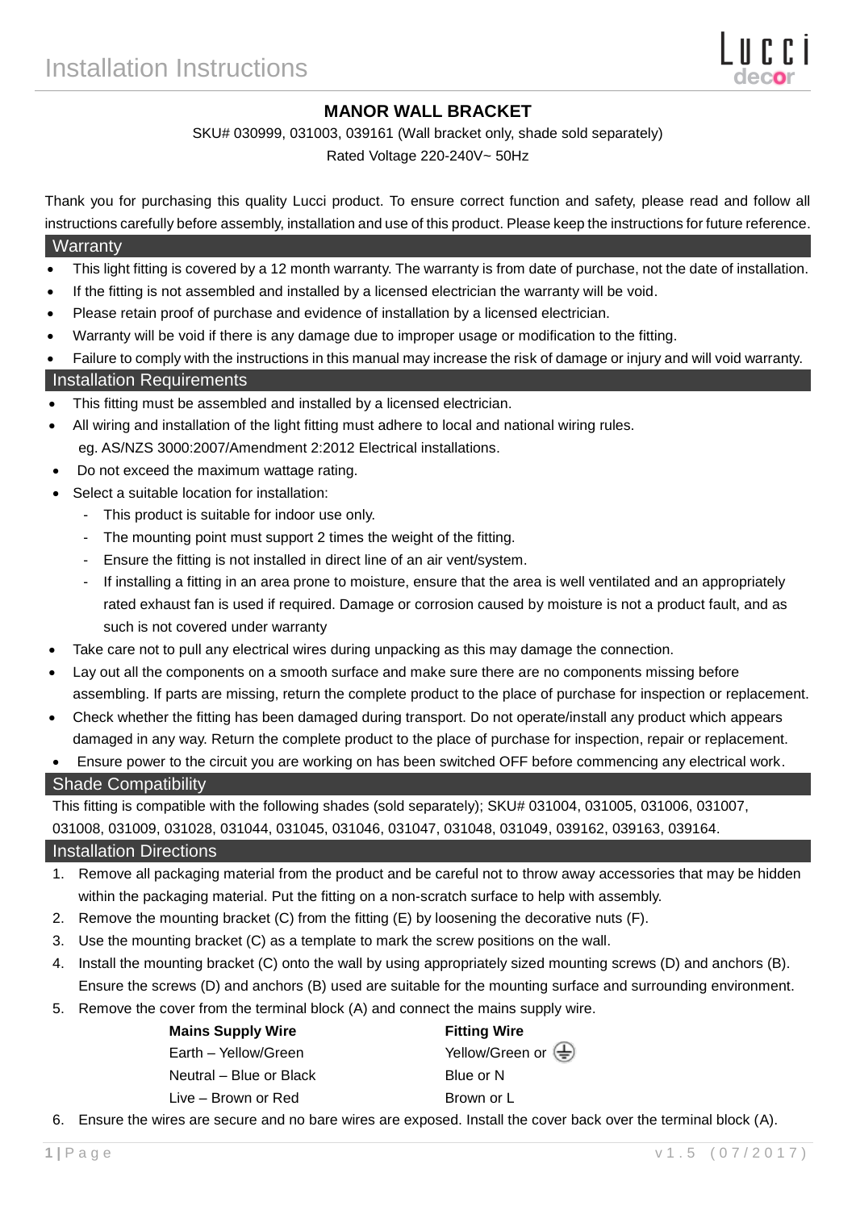# Installation Instructions

## MANOR WALL BRACKET

SKU# 030999, 031003, 039161 (Wall bracket only, shade sold separately)

Rated Voltage 220-240V~ 50Hz

Thank you for purchasing this quality Lucci product. To ensure correct function and safety, please read and follow all instructions carefully before assembly, installation and use of this product. Please keep the instructions for future reference.

## Warranty

- This light fitting is covered by a 12 month warranty. The warranty is from date of purchase, not the date of installation.
- If the fitting is not assembled and installed by a licensed electrician the warranty will be void.
- Please retain proof of purchase and evidence of installation by a licensed electrician.
- Warranty will be void if there is any damage due to improper usage or modification to the fitting.
- Failure to comply with the instructions in this manual may increase the risk of damage or injury and will void warranty.

## Installation Requirements

- This fitting must be assembled and installed by a licensed electrician.
- All wiring and installation of the light fitting must adhere to local and national wiring rules.
  eg. AS/NZS 3000:2007/Amendment 2:2012 Electrical installations.
- Do not exceed the maximum wattage rating.
- Select a suitable location for installation:
  - This product is suitable for indoor use only.
  - The mounting point must support 2 times the weight of the fitting.
  - Ensure the fitting is not installed in direct line of an air vent/system.
  - If installing a fitting in an area prone to moisture, ensure that the area is well ventilated and an appropriately rated exhaust fan is used if required. Damage or corrosion caused by moisture is not a product fault, and as such is not covered under warranty
- Take care not to pull any electrical wires during unpacking as this may damage the connection.
- Lay out all the components on a smooth surface and make sure there are no components missing before assembling. If parts are missing, return the complete product to the place of purchase for inspection or replacement.
- Check whether the fitting has been damaged during transport. Do not operate/install any product which appears damaged in any way. Return the complete product to the place of purchase for inspection, repair or replacement.
- Ensure power to the circuit you are working on has been switched OFF before commencing any electrical work.

## Shade Compatibility

This fitting is compatible with the following shades (sold separately); SKU# 031004, 031005, 031006, 031007, 031008, 031009, 031028, 031044, 031045, 031046, 031047, 031048, 031049, 039162, 039163, 039164.

## Installation Directions

1. Remove all packaging material from the product and be careful not to throw away accessories that may be hidden within the packaging material. Put the fitting on a non-scratch surface to help with assembly.
2. Remove the mounting bracket (C) from the fitting (E) by loosening the decorative nuts (F).
3. Use the mounting bracket (C) as a template to mark the screw positions on the wall.
4. Install the mounting bracket (C) onto the wall by using appropriately sized mounting screws (D) and anchors (B). Ensure the screws (D) and anchors (B) used are suitable for the mounting surface and surrounding environment.
5. Remove the cover from the terminal block (A) and connect the mains supply wire.

| **Mains Supply Wire** | **Fitting Wire** |
|---|---|
| Earth – Yellow/Green | Yellow/Green or ⏚ |
| Neutral – Blue or Black | Blue or N |
| Live – Brown or Red | Brown or L |

6. Ensure the wires are secure and no bare wires are exposed. Install the cover back over the terminal block (A).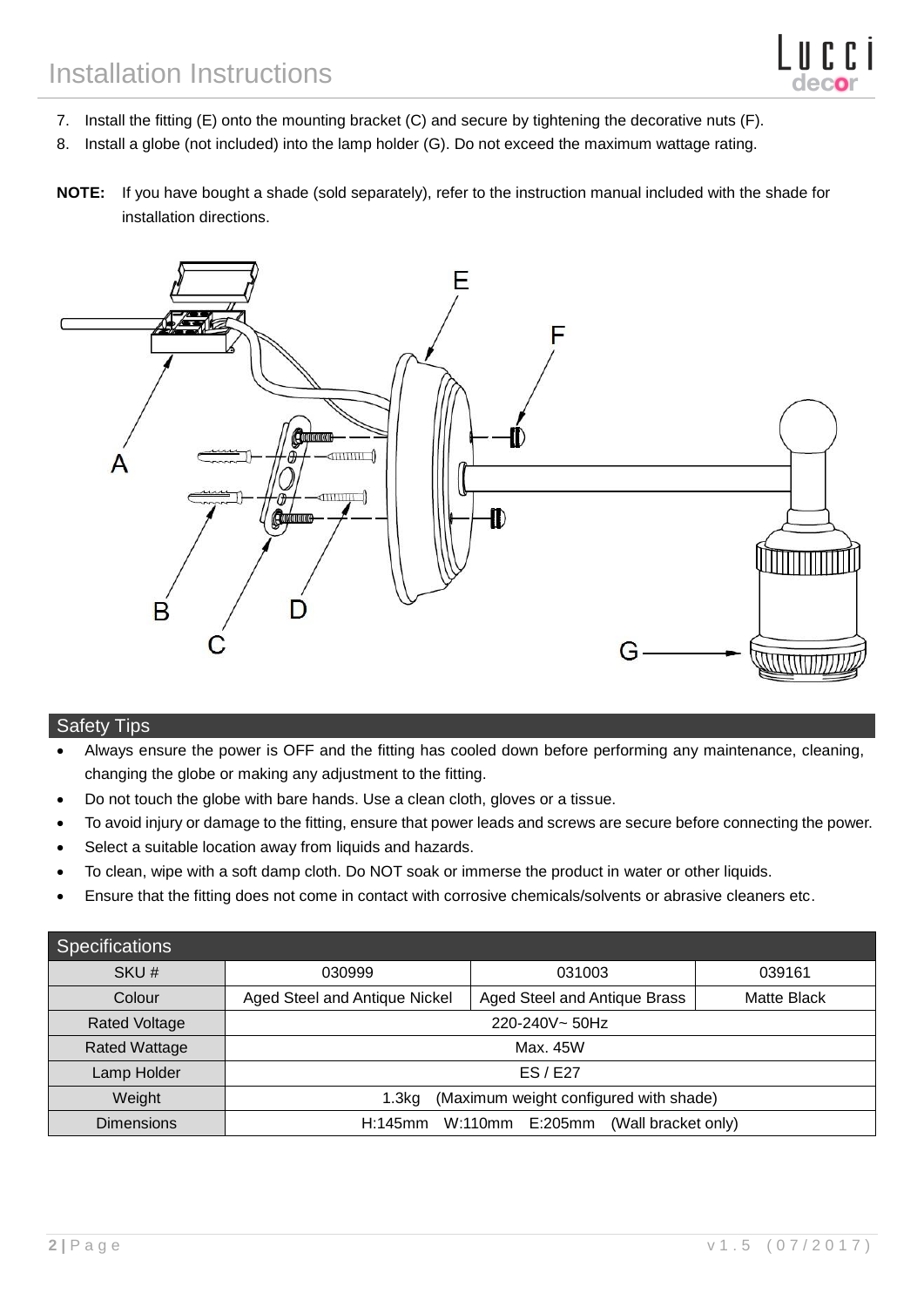# Installation Instructions

7. Install the fitting (E) onto the mounting bracket (C) and secure by tightening the decorative nuts (F).
8. Install a globe (not included) into the lamp holder (G). Do not exceed the maximum wattage rating.

**NOTE:** If you have bought a shade (sold separately), refer to the instruction manual included with the shade for installation directions.

E

F

A

B

C

D

G

## Safety Tips

- Always ensure the power is OFF and the fitting has cooled down before performing any maintenance, cleaning, changing the globe or making any adjustment to the fitting.
- Do not touch the globe with bare hands. Use a clean cloth, gloves or a tissue.
- To avoid injury or damage to the fitting, ensure that power leads and screws are secure before connecting the power.
- Select a suitable location away from liquids and hazards.
- To clean, wipe with a soft damp cloth. Do NOT soak or immerse the product in water or other liquids.
- Ensure that the fitting does not come in contact with corrosive chemicals/solvents or abrasive cleaners etc.

## Specifications

| SKU # | 030999 | 031003 | 039161 |
|---|---|---|---|
| Colour | Aged Steel and Antique Nickel | Aged Steel and Antique Brass | Matte Black |
| Rated Voltage | 220-240V~ 50Hz | | |
| Rated Wattage | Max. 45W | | |
| Lamp Holder | ES / E27 | | |
| Weight | 1.3kg (Maximum weight configured with shade) | | |
| Dimensions | H:145mm W:110mm E:205mm (Wall bracket only) | | |